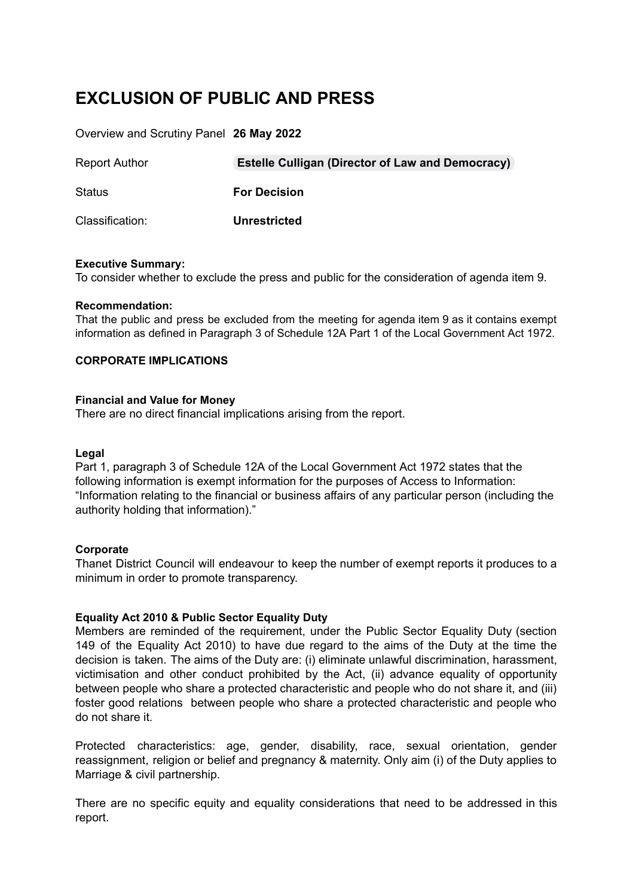# EXCLUSION OF PUBLIC AND PRESS

| | |
|---|---|
| Overview and Scrutiny Panel | **26 May 2022** |
| Report Author | **Estelle Culligan (Director of Law and Democracy)** |
| Status | **For Decision** |
| Classification: | **Unrestricted** |

**Executive Summary:**
To consider whether to exclude the press and public for the consideration of agenda item 9.

**Recommendation:**
That the public and press be excluded from the meeting for agenda item 9 as it contains exempt information as defined in Paragraph 3 of Schedule 12A Part 1 of the Local Government Act 1972.

**CORPORATE IMPLICATIONS**

**Financial and Value for Money**
There are no direct financial implications arising from the report.

**Legal**
Part 1, paragraph 3 of Schedule 12A of the Local Government Act 1972 states that the following information is exempt information for the purposes of Access to Information: "Information relating to the financial or business affairs of any particular person (including the authority holding that information)."

**Corporate**
Thanet District Council will endeavour to keep the number of exempt reports it produces to a minimum in order to promote transparency.

**Equality Act 2010 & Public Sector Equality Duty**
Members are reminded of the requirement, under the Public Sector Equality Duty (section 149 of the Equality Act 2010) to have due regard to the aims of the Duty at the time the decision is taken. The aims of the Duty are: (i) eliminate unlawful discrimination, harassment, victimisation and other conduct prohibited by the Act, (ii) advance equality of opportunity between people who share a protected characteristic and people who do not share it, and (iii) foster good relations between people who share a protected characteristic and people who do not share it.

Protected characteristics: age, gender, disability, race, sexual orientation, gender reassignment, religion or belief and pregnancy & maternity. Only aim (i) of the Duty applies to Marriage & civil partnership.

There are no specific equity and equality considerations that need to be addressed in this report.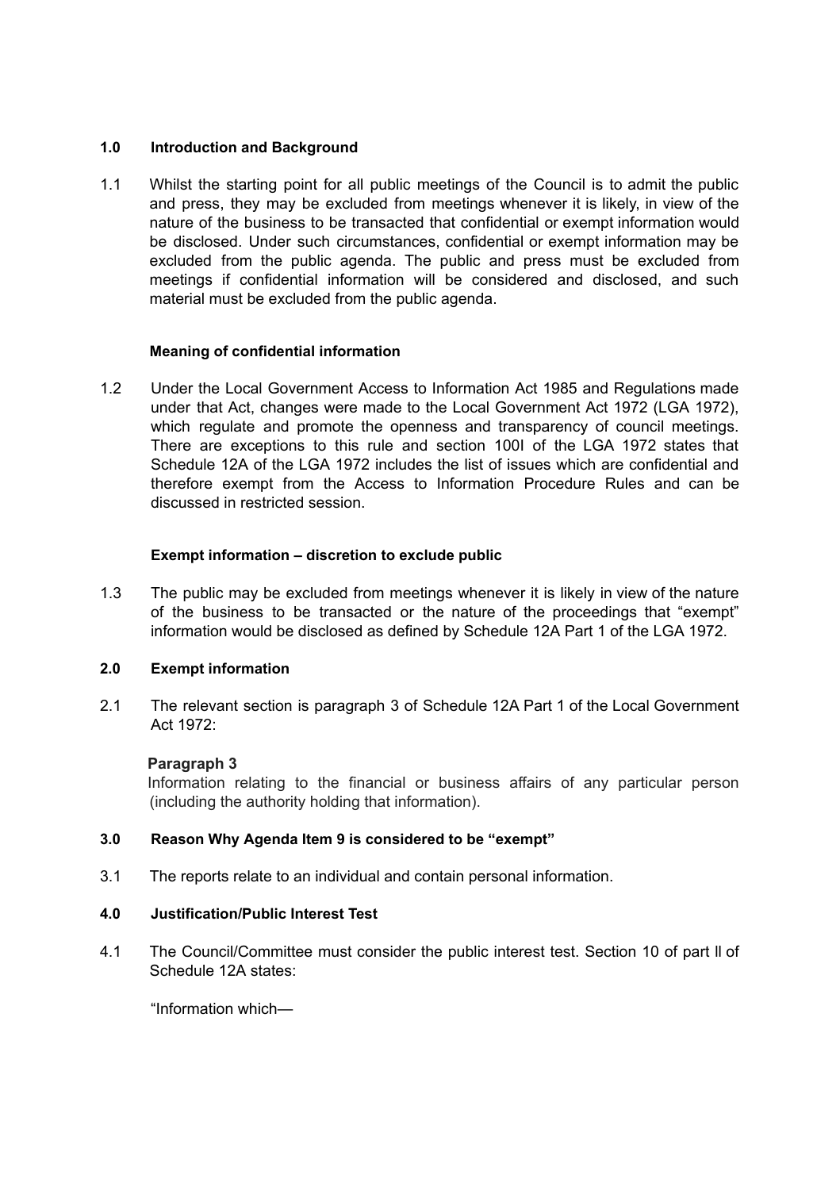## 1.0 Introduction and Background

1.1 Whilst the starting point for all public meetings of the Council is to admit the public and press, they may be excluded from meetings whenever it is likely, in view of the nature of the business to be transacted that confidential or exempt information would be disclosed. Under such circumstances, confidential or exempt information may be excluded from the public agenda. The public and press must be excluded from meetings if confidential information will be considered and disclosed, and such material must be excluded from the public agenda.

### Meaning of confidential information

1.2 Under the Local Government Access to Information Act 1985 and Regulations made under that Act, changes were made to the Local Government Act 1972 (LGA 1972), which regulate and promote the openness and transparency of council meetings. There are exceptions to this rule and section 100I of the LGA 1972 states that Schedule 12A of the LGA 1972 includes the list of issues which are confidential and therefore exempt from the Access to Information Procedure Rules and can be discussed in restricted session.

### Exempt information – discretion to exclude public

1.3 The public may be excluded from meetings whenever it is likely in view of the nature of the business to be transacted or the nature of the proceedings that “exempt” information would be disclosed as defined by Schedule 12A Part 1 of the LGA 1972.

## 2.0 Exempt information

2.1 The relevant section is paragraph 3 of Schedule 12A Part 1 of the Local Government Act 1972:

**Paragraph 3**
Information relating to the financial or business affairs of any particular person (including the authority holding that information).

## 3.0 Reason Why Agenda Item 9 is considered to be “exempt”

3.1 The reports relate to an individual and contain personal information.

## 4.0 Justification/Public Interest Test

4.1 The Council/Committee must consider the public interest test. Section 10 of part ll of Schedule 12A states:

“Information which—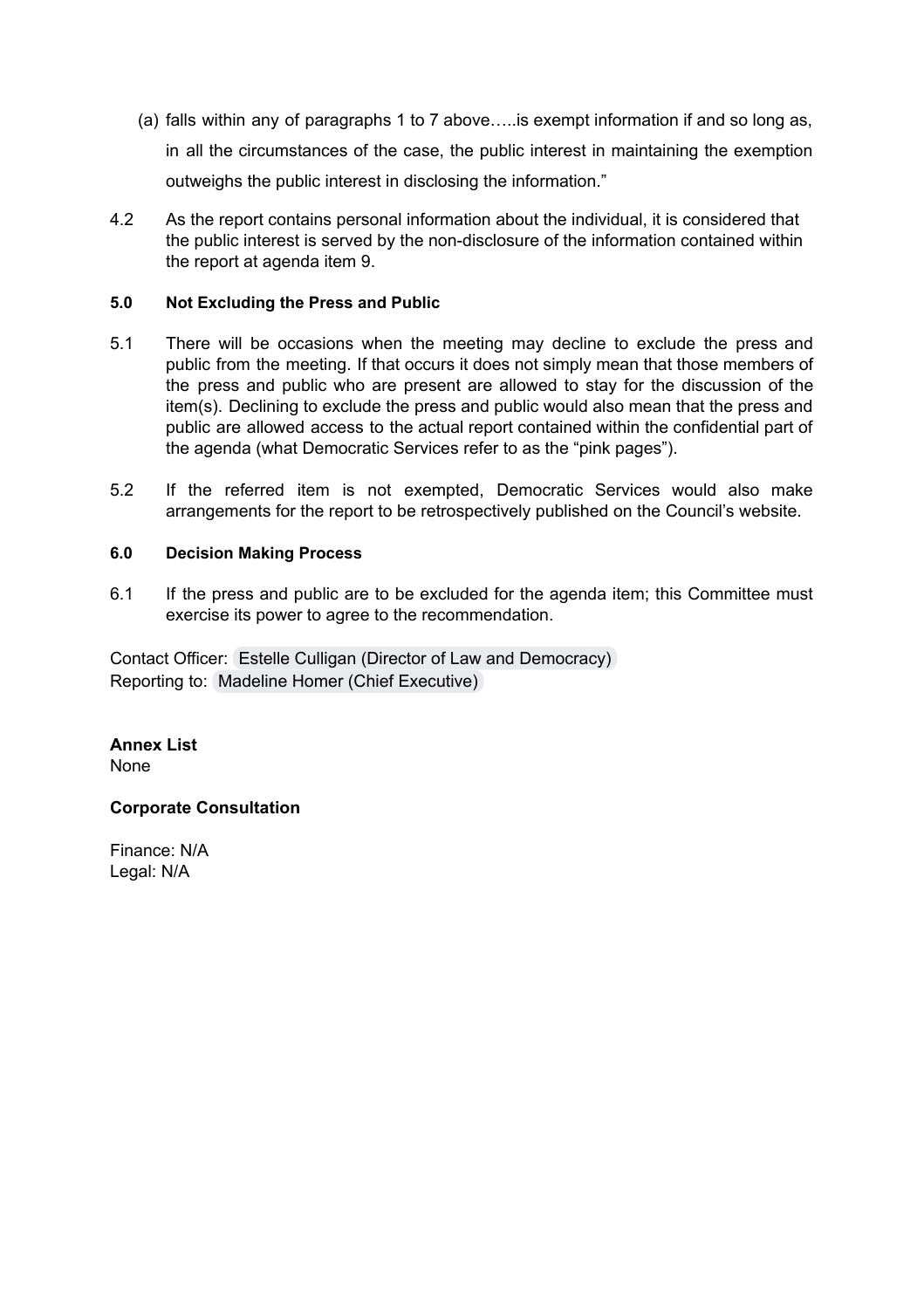(a) falls within any of paragraphs 1 to 7 above…..is exempt information if and so long as, in all the circumstances of the case, the public interest in maintaining the exemption outweighs the public interest in disclosing the information."

4.2 As the report contains personal information about the individual, it is considered that the public interest is served by the non-disclosure of the information contained within the report at agenda item 9.

**5.0 Not Excluding the Press and Public**

5.1 There will be occasions when the meeting may decline to exclude the press and public from the meeting. If that occurs it does not simply mean that those members of the press and public who are present are allowed to stay for the discussion of the item(s). Declining to exclude the press and public would also mean that the press and public are allowed access to the actual report contained within the confidential part of the agenda (what Democratic Services refer to as the "pink pages").

5.2 If the referred item is not exempted, Democratic Services would also make arrangements for the report to be retrospectively published on the Council's website.

**6.0 Decision Making Process**

6.1 If the press and public are to be excluded for the agenda item; this Committee must exercise its power to agree to the recommendation.

Contact Officer: Estelle Culligan (Director of Law and Democracy)
Reporting to: Madeline Homer (Chief Executive)

**Annex List**
None

**Corporate Consultation**

Finance: N/A
Legal: N/A